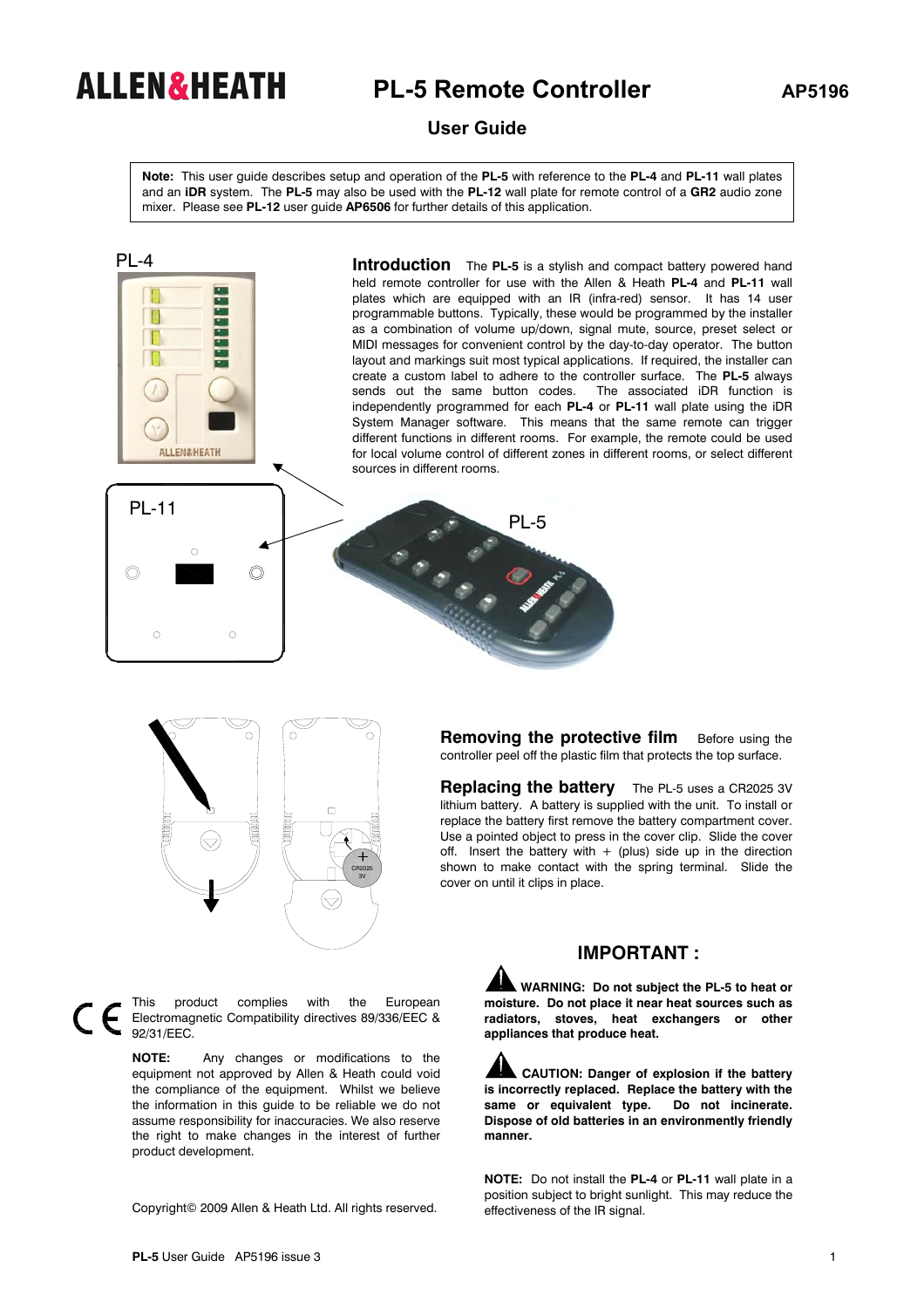ALLEN&HEATH

# PL-5 Remote Controller

AP5196

## User Guide

**Note:** This user guide describes setup and operation of the **PL-5** with reference to the **PL-4** and **PL-11** wall plates and an **iDR** system. The **PL-5** may also be used with the **PL-12** wall plate for remote control of a **GR2** audio zone mixer. Please see **PL-12** user guide **AP6506** for further details of this application.

PL-4

PL-11

PL-5

**Introduction** The **PL-5** is a stylish and compact battery powered hand held remote controller for use with the Allen & Heath **PL-4** and **PL-11** wall plates which are equipped with an IR (infra-red) sensor. It has 14 user programmable buttons. Typically, these would be programmed by the installer as a combination of volume up/down, signal mute, source, preset select or MIDI messages for convenient control by the day-to-day operator. The button layout and markings suit most typical applications. If required, the installer can create a custom label to adhere to the controller surface. The **PL-5** always sends out the same button codes. The associated iDR function is independently programmed for each **PL-4** or **PL-11** wall plate using the iDR System Manager software. This means that the same remote can trigger different functions in different rooms. For example, the remote could be used for local volume control of different zones in different rooms, or select different sources in different rooms.

**Removing the protective film** Before using the controller peel off the plastic film that protects the top surface.

**Replacing the battery** The PL-5 uses a CR2025 3V lithium battery. A battery is supplied with the unit. To install or replace the battery first remove the battery compartment cover. Use a pointed object to press in the cover clip. Slide the cover off. Insert the battery with + (plus) side up in the direction shown to make contact with the spring terminal. Slide the cover on until it clips in place.

CE This product complies with the European Electromagnetic Compatibility directives 89/336/EEC & 92/31/EEC.

**NOTE:** Any changes or modifications to the equipment not approved by Allen & Heath could void the compliance of the equipment. Whilst we believe the information in this guide to be reliable we do not assume responsibility for inaccuracies. We also reserve the right to make changes in the interest of further product development.

Copyright© 2009 Allen & Heath Ltd. All rights reserved.

## IMPORTANT :

**WARNING: Do not subject the PL-5 to heat or moisture. Do not place it near heat sources such as radiators, stoves, heat exchangers or other appliances that produce heat.**

**CAUTION: Danger of explosion if the battery is incorrectly replaced. Replace the battery with the same or equivalent type. Do not incinerate. Dispose of old batteries in an environmentally friendly manner.**

**NOTE:** Do not install the **PL-4** or **PL-11** wall plate in a position subject to bright sunlight. This may reduce the effectiveness of the IR signal.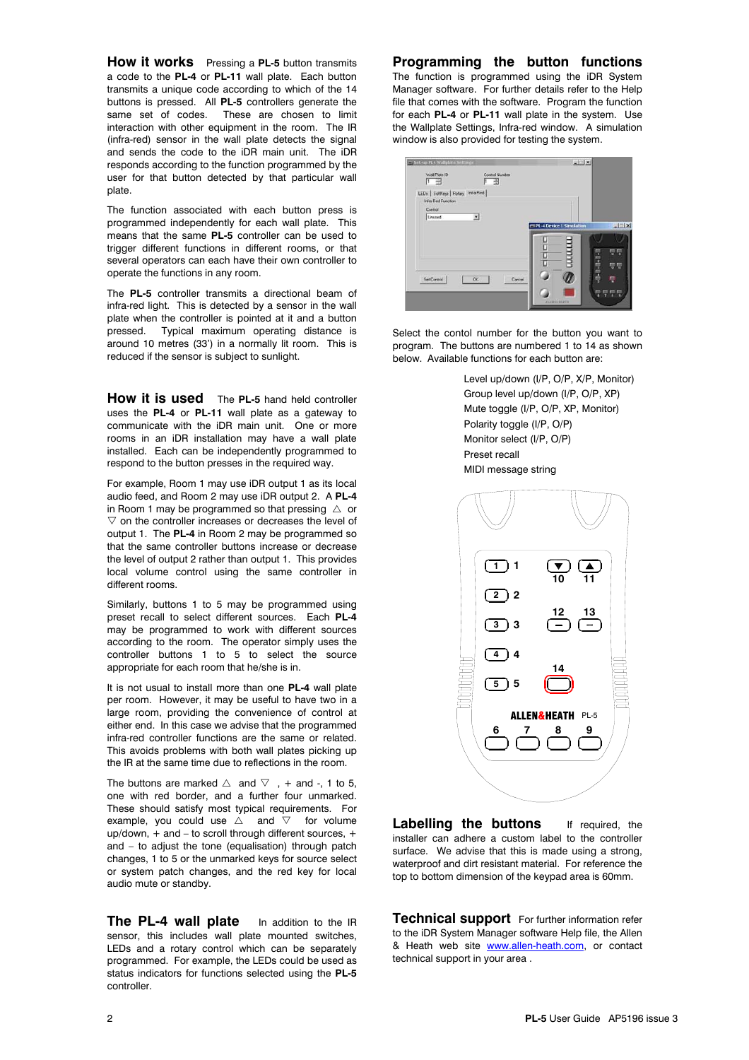## How it works

Pressing a **PL-5** button transmits a code to the **PL-4** or **PL-11** wall plate. Each button transmits a unique code according to which of the 14 buttons is pressed. All **PL-5** controllers generate the same set of codes. These are chosen to limit interaction with other equipment in the room. The IR (infra-red) sensor in the wall plate detects the signal and sends the code to the iDR main unit. The iDR responds according to the function programmed by the user for that button detected by that particular wall plate.

The function associated with each button press is programmed independently for each wall plate. This means that the same **PL-5** controller can be used to trigger different functions in different rooms, or that several operators can each have their own controller to operate the functions in any room.

The **PL-5** controller transmits a directional beam of infra-red light. This is detected by a sensor in the wall plate when the controller is pointed at it and a button pressed. Typical maximum operating distance is around 10 metres (33') in a normally lit room. This is reduced if the sensor is subject to sunlight.

## How it is used

The **PL-5** hand held controller uses the **PL-4** or **PL-11** wall plate as a gateway to communicate with the iDR main unit. One or more rooms in an iDR installation may have a wall plate installed. Each can be independently programmed to respond to the button presses in the required way.

For example, Room 1 may use iDR output 1 as its local audio feed, and Room 2 may use iDR output 2. A **PL-4** in Room 1 may be programmed so that pressing △ or ▽ on the controller increases or decreases the level of output 1. The **PL-4** in Room 2 may be programmed so that the same controller buttons increase or decrease the level of output 2 rather than output 1. This provides local volume control using the same controller in different rooms.

Similarly, buttons 1 to 5 may be programmed using preset recall to select different sources. Each **PL-4** may be programmed to work with different sources according to the room. The operator simply uses the controller buttons 1 to 5 to select the source appropriate for each room that he/she is in.

It is not usual to install more than one **PL-4** wall plate per room. However, it may be useful to have two in a large room, providing the convenience of control at either end. In this case we advise that the programmed infra-red controller functions are the same or related. This avoids problems with both wall plates picking up the IR at the same time due to reflections in the room.

The buttons are marked △ and ▽ , + and -, 1 to 5, one with red border, and a further four unmarked. These should satisfy most typical requirements. For example, you could use △ and ▽ for volume up/down, + and – to scroll through different sources, + and – to adjust the tone (equalisation) through patch changes, 1 to 5 or the unmarked keys for source select or system patch changes, and the red key for local audio mute or standby.

## The PL-4 wall plate

In addition to the IR sensor, this includes wall plate mounted switches, LEDs and a rotary control which can be separately programmed. For example, the LEDs could be used as status indicators for functions selected using the **PL-5** controller.

## Programming the button functions

The function is programmed using the iDR System Manager software. For further details refer to the Help file that comes with the software. Program the function for each **PL-4** or **PL-11** wall plate in the system. Use the Wallplate Settings, Infra-red window. A simulation window is also provided for testing the system.

Select the contol number for the button you want to program. The buttons are numbered 1 to 14 as shown below. Available functions for each button are:

- Level up/down (I/P, O/P, X/P, Monitor)
- Group level up/down (I/P, O/P, XP)
- Mute toggle (I/P, O/P, XP, Monitor)
- Polarity toggle (I/P, O/P)
- Monitor select (I/P, O/P)
- Preset recall
- MIDI message string

1 2 3 4 5 6 7 8 9 10 11 12 13 14
ALLEN&HEATH PL-5

## Labelling the buttons

If required, the installer can adhere a custom label to the controller surface. We advise that this is made using a strong, waterproof and dirt resistant material. For reference the top to bottom dimension of the keypad area is 60mm.

## Technical support

For further information refer to the iDR System Manager software Help file, the Allen & Heath web site www.allen-heath.com, or contact technical support in your area .